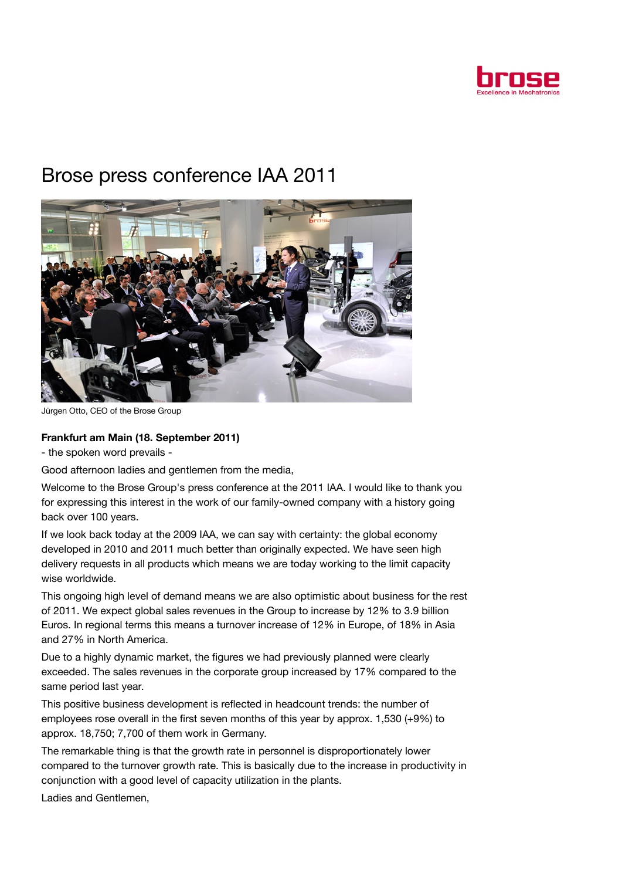# Brose press conference IAA 2011

Jürgen Otto, CEO of the Brose Group

**Frankfurt am Main (18. September 2011)**

- the spoken word prevails -

Good afternoon ladies and gentlemen from the media,

Welcome to the Brose Group's press conference at the 2011 IAA. I would like to thank you for expressing this interest in the work of our family-owned company with a history going back over 100 years.

If we look back today at the 2009 IAA, we can say with certainty: the global economy developed in 2010 and 2011 much better than originally expected. We have seen high delivery requests in all products which means we are today working to the limit capacity wise worldwide.

This ongoing high level of demand means we are also optimistic about business for the rest of 2011. We expect global sales revenues in the Group to increase by 12% to 3.9 billion Euros. In regional terms this means a turnover increase of 12% in Europe, of 18% in Asia and 27% in North America.

Due to a highly dynamic market, the figures we had previously planned were clearly exceeded. The sales revenues in the corporate group increased by 17% compared to the same period last year.

This positive business development is reflected in headcount trends: the number of employees rose overall in the first seven months of this year by approx. 1,530 (+9%) to approx. 18,750; 7,700 of them work in Germany.

The remarkable thing is that the growth rate in personnel is disproportionately lower compared to the turnover growth rate. This is basically due to the increase in productivity in conjunction with a good level of capacity utilization in the plants.

Ladies and Gentlemen,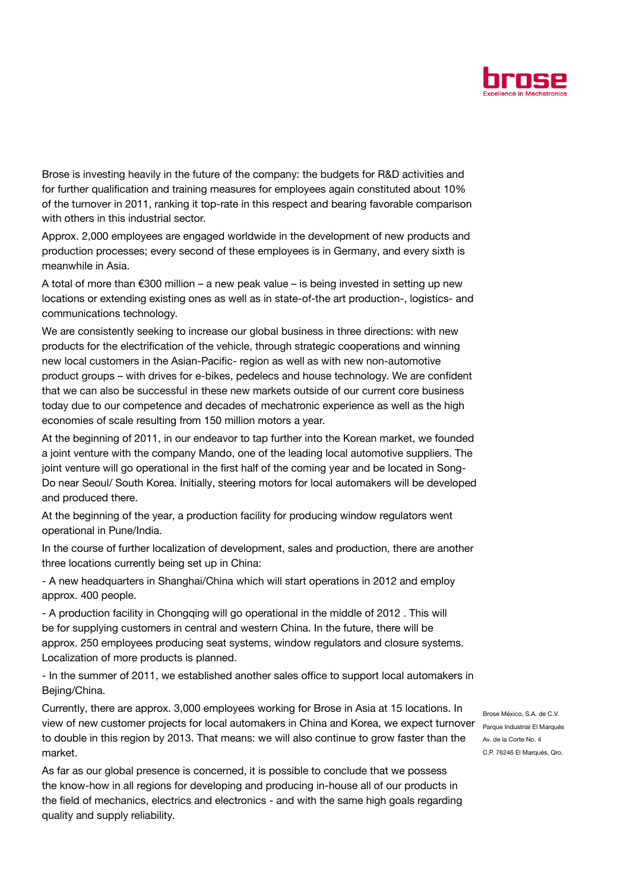Brose is investing heavily in the future of the company: the budgets for R&D activities and for further qualification and training measures for employees again constituted about 10% of the turnover in 2011, ranking it top-rate in this respect and bearing favorable comparison with others in this industrial sector.

Approx. 2,000 employees are engaged worldwide in the development of new products and production processes; every second of these employees is in Germany, and every sixth is meanwhile in Asia.

A total of more than €300 million – a new peak value – is being invested in setting up new locations or extending existing ones as well as in state-of-the art production-, logistics- and communications technology.

We are consistently seeking to increase our global business in three directions: with new products for the electrification of the vehicle, through strategic cooperations and winning new local customers in the Asian-Pacific- region as well as with new non-automotive product groups – with drives for e-bikes, pedelecs and house technology. We are confident that we can also be successful in these new markets outside of our current core business today due to our competence and decades of mechatronic experience as well as the high economies of scale resulting from 150 million motors a year.

At the beginning of 2011, in our endeavor to tap further into the Korean market, we founded a joint venture with the company Mando, one of the leading local automotive suppliers. The joint venture will go operational in the first half of the coming year and be located in Song-Do near Seoul/ South Korea. Initially, steering motors for local automakers will be developed and produced there.

At the beginning of the year, a production facility for producing window regulators went operational in Pune/India.

In the course of further localization of development, sales and production, there are another three locations currently being set up in China:

- A new headquarters in Shanghai/China which will start operations in 2012 and employ approx. 400 people.
- A production facility in Chongqing will go operational in the middle of 2012 . This will be for supplying customers in central and western China. In the future, there will be approx. 250 employees producing seat systems, window regulators and closure systems. Localization of more products is planned.
- In the summer of 2011, we established another sales office to support local automakers in Bejing/China.

Currently, there are approx. 3,000 employees working for Brose in Asia at 15 locations. In view of new customer projects for local automakers in China and Korea, we expect turnover to double in this region by 2013. That means: we will also continue to grow faster than the market.

As far as our global presence is concerned, it is possible to conclude that we possess the know-how in all regions for developing and producing in-house all of our products in the field of mechanics, electrics and electronics - and with the same high goals regarding quality and supply reliability.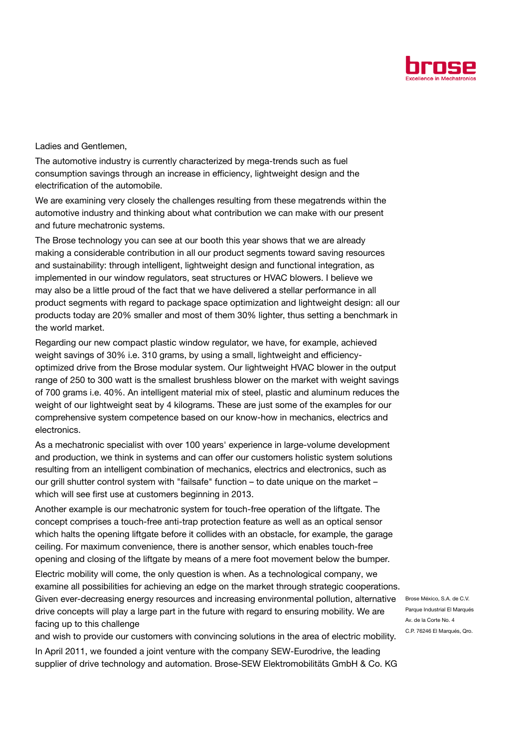Ladies and Gentlemen,

The automotive industry is currently characterized by mega-trends such as fuel consumption savings through an increase in efficiency, lightweight design and the electrification of the automobile.

We are examining very closely the challenges resulting from these megatrends within the automotive industry and thinking about what contribution we can make with our present and future mechatronic systems.

The Brose technology you can see at our booth this year shows that we are already making a considerable contribution in all our product segments toward saving resources and sustainability: through intelligent, lightweight design and functional integration, as implemented in our window regulators, seat structures or HVAC blowers. I believe we may also be a little proud of the fact that we have delivered a stellar performance in all product segments with regard to package space optimization and lightweight design: all our products today are 20% smaller and most of them 30% lighter, thus setting a benchmark in the world market.

Regarding our new compact plastic window regulator, we have, for example, achieved weight savings of 30% i.e. 310 grams, by using a small, lightweight and efficiency-optimized drive from the Brose modular system. Our lightweight HVAC blower in the output range of 250 to 300 watt is the smallest brushless blower on the market with weight savings of 700 grams i.e. 40%. An intelligent material mix of steel, plastic and aluminum reduces the weight of our lightweight seat by 4 kilograms. These are just some of the examples for our comprehensive system competence based on our know-how in mechanics, electrics and electronics.

As a mechatronic specialist with over 100 years' experience in large-volume development and production, we think in systems and can offer our customers holistic system solutions resulting from an intelligent combination of mechanics, electrics and electronics, such as our grill shutter control system with "failsafe" function – to date unique on the market – which will see first use at customers beginning in 2013.

Another example is our mechatronic system for touch-free operation of the liftgate. The concept comprises a touch-free anti-trap protection feature as well as an optical sensor which halts the opening liftgate before it collides with an obstacle, for example, the garage ceiling. For maximum convenience, there is another sensor, which enables touch-free opening and closing of the liftgate by means of a mere foot movement below the bumper.

Electric mobility will come, the only question is when. As a technological company, we examine all possibilities for achieving an edge on the market through strategic cooperations. Given ever-decreasing energy resources and increasing environmental pollution, alternative drive concepts will play a large part in the future with regard to ensuring mobility. We are facing up to this challenge and wish to provide our customers with convincing solutions in the area of electric mobility.

In April 2011, we founded a joint venture with the company SEW-Eurodrive, the leading supplier of drive technology and automation. Brose-SEW Elektromobilitäts GmbH & Co. KG

Brose México, S.A. de C.V.
Parque Industrial El Marqués
Av. de la Corte No. 4
C.P. 76246 El Marqués, Qro.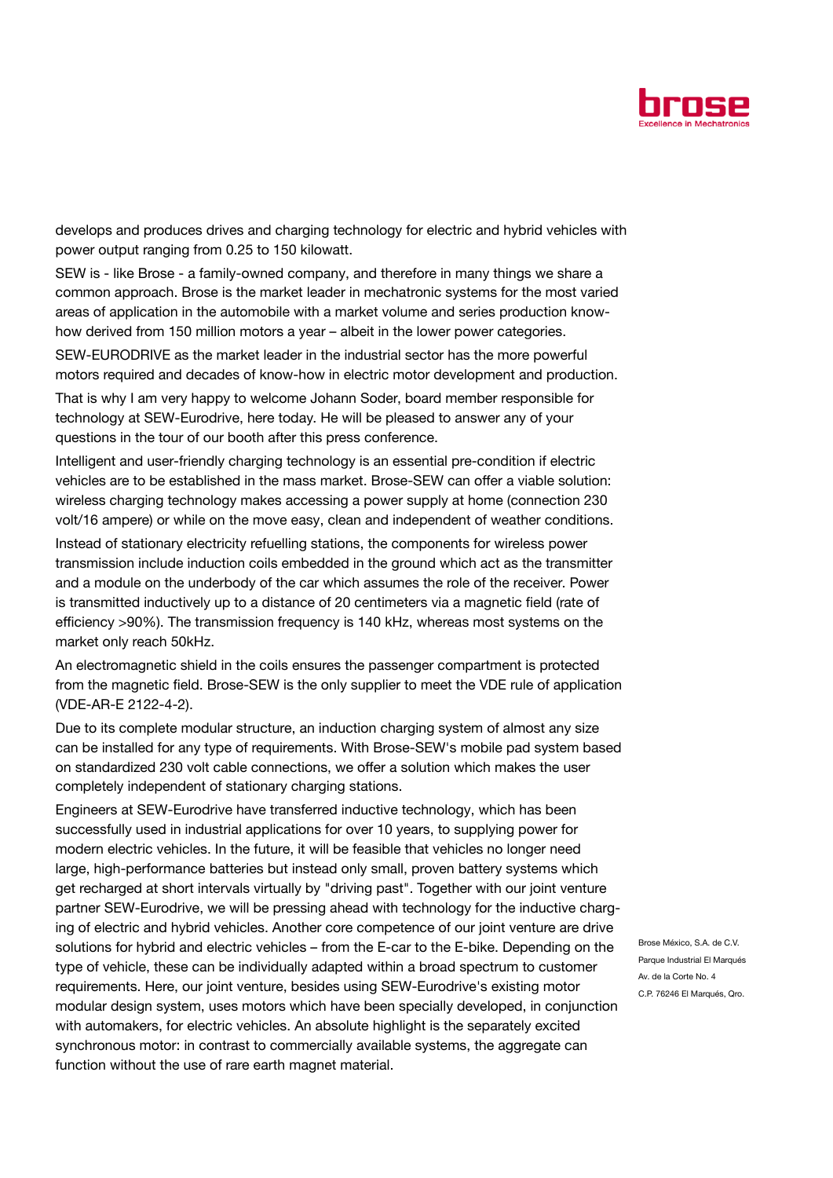develops and produces drives and charging technology for electric and hybrid vehicles with power output ranging from 0.25 to 150 kilowatt.

SEW is - like Brose - a family-owned company, and therefore in many things we share a common approach. Brose is the market leader in mechatronic systems for the most varied areas of application in the automobile with a market volume and series production know-how derived from 150 million motors a year – albeit in the lower power categories.

SEW-EURODRIVE as the market leader in the industrial sector has the more powerful motors required and decades of know-how in electric motor development and production.

That is why I am very happy to welcome Johann Soder, board member responsible for technology at SEW-Eurodrive, here today. He will be pleased to answer any of your questions in the tour of our booth after this press conference.

Intelligent and user-friendly charging technology is an essential pre-condition if electric vehicles are to be established in the mass market. Brose-SEW can offer a viable solution: wireless charging technology makes accessing a power supply at home (connection 230 volt/16 ampere) or while on the move easy, clean and independent of weather conditions.

Instead of stationary electricity refuelling stations, the components for wireless power transmission include induction coils embedded in the ground which act as the transmitter and a module on the underbody of the car which assumes the role of the receiver. Power is transmitted inductively up to a distance of 20 centimeters via a magnetic field (rate of efficiency >90%). The transmission frequency is 140 kHz, whereas most systems on the market only reach 50kHz.

An electromagnetic shield in the coils ensures the passenger compartment is protected from the magnetic field. Brose-SEW is the only supplier to meet the VDE rule of application (VDE-AR-E 2122-4-2).

Due to its complete modular structure, an induction charging system of almost any size can be installed for any type of requirements. With Brose-SEW's mobile pad system based on standardized 230 volt cable connections, we offer a solution which makes the user completely independent of stationary charging stations.

Engineers at SEW-Eurodrive have transferred inductive technology, which has been successfully used in industrial applications for over 10 years, to supplying power for modern electric vehicles. In the future, it will be feasible that vehicles no longer need large, high-performance batteries but instead only small, proven battery systems which get recharged at short intervals virtually by "driving past". Together with our joint venture partner SEW-Eurodrive, we will be pressing ahead with technology for the inductive charging of electric and hybrid vehicles. Another core competence of our joint venture are drive solutions for hybrid and electric vehicles – from the E-car to the E-bike. Depending on the type of vehicle, these can be individually adapted within a broad spectrum to customer requirements. Here, our joint venture, besides using SEW-Eurodrive's existing motor modular design system, uses motors which have been specially developed, in conjunction with automakers, for electric vehicles. An absolute highlight is the separately excited synchronous motor: in contrast to commercially available systems, the aggregate can function without the use of rare earth magnet material.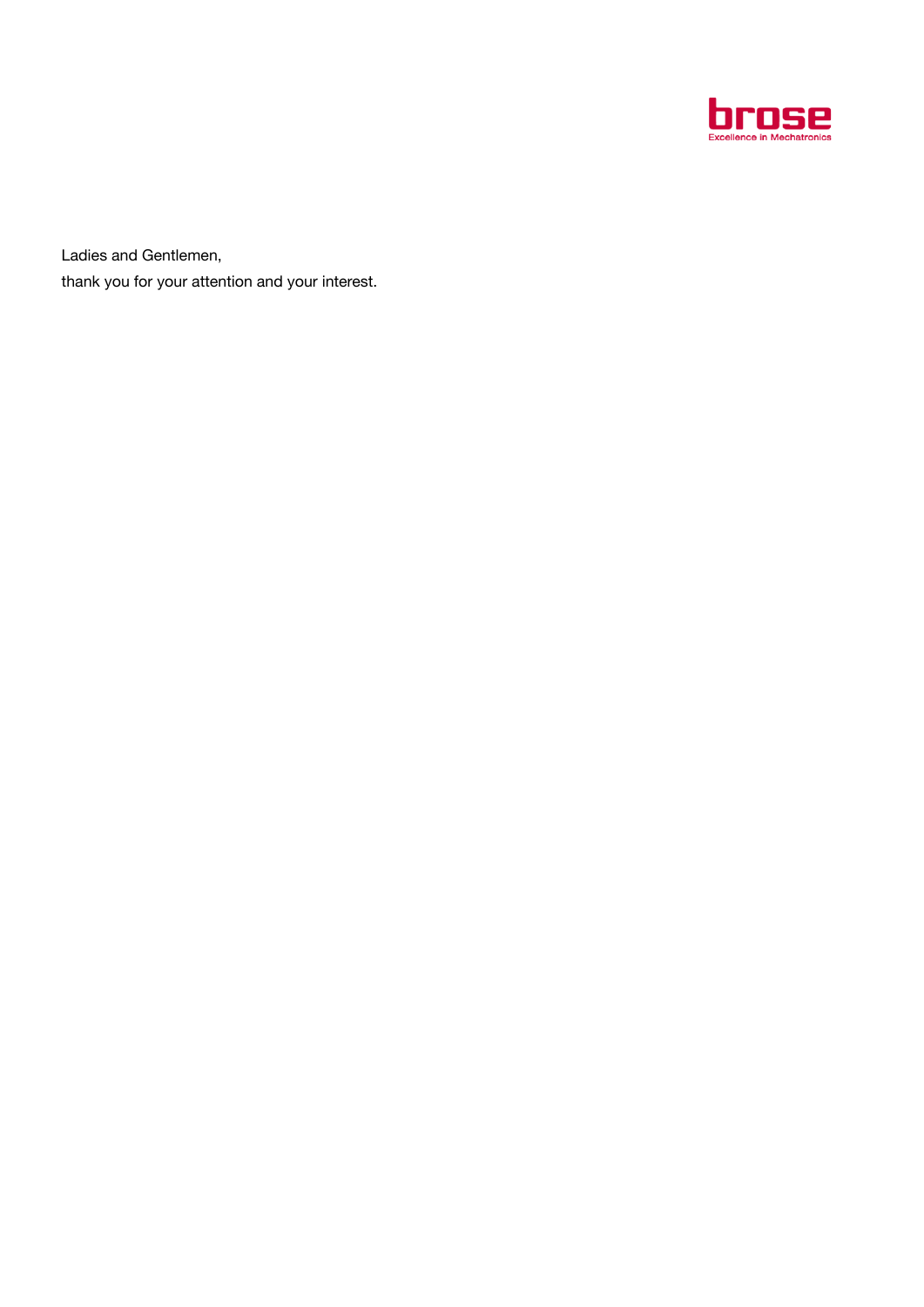Ladies and Gentlemen,

thank you for your attention and your interest.